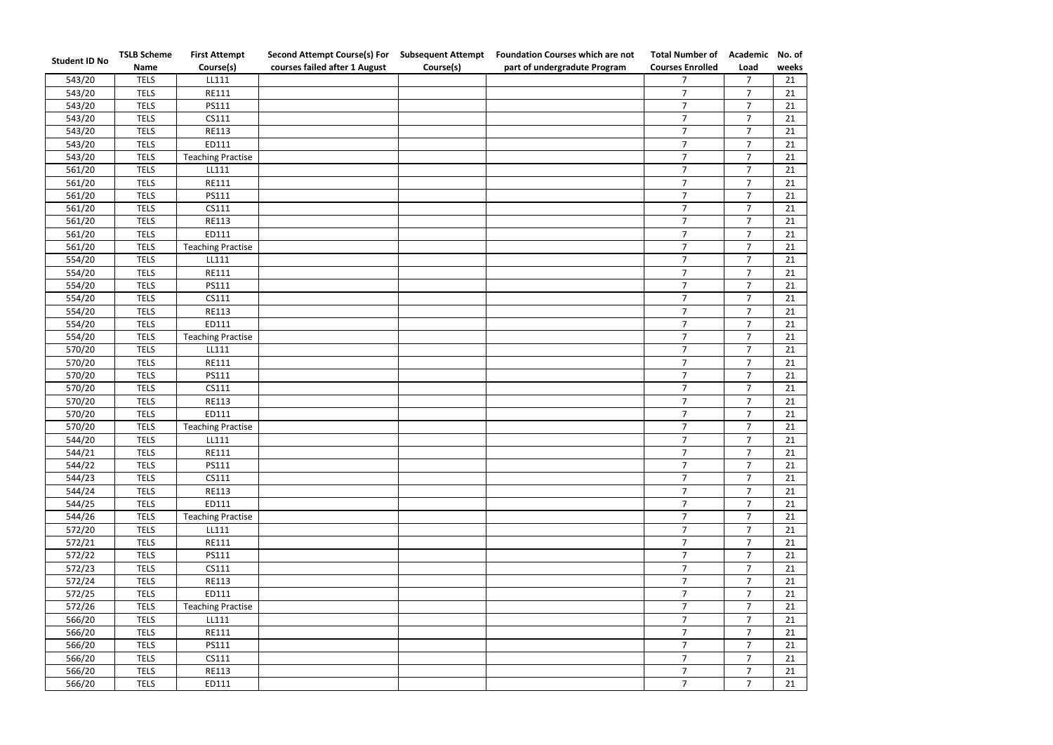| Student ID No | TSLB Scheme Name | First Attempt Course(s) | Second Attempt Course(s) For courses failed after 1 August | Subsequent Attempt Course(s) | Foundation Courses which are not part of undergradute Program | Total Number of Courses Enrolled | Academic Load | No. of weeks |
|---|---|---|---|---|---|---|---|---|
| 543/20 | TELS | LL111 | | | | 7 | 7 | 21 |
| 543/20 | TELS | RE111 | | | | 7 | 7 | 21 |
| 543/20 | TELS | PS111 | | | | 7 | 7 | 21 |
| 543/20 | TELS | CS111 | | | | 7 | 7 | 21 |
| 543/20 | TELS | RE113 | | | | 7 | 7 | 21 |
| 543/20 | TELS | ED111 | | | | 7 | 7 | 21 |
| 543/20 | TELS | Teaching Practise | | | | 7 | 7 | 21 |
| 561/20 | TELS | LL111 | | | | 7 | 7 | 21 |
| 561/20 | TELS | RE111 | | | | 7 | 7 | 21 |
| 561/20 | TELS | PS111 | | | | 7 | 7 | 21 |
| 561/20 | TELS | CS111 | | | | 7 | 7 | 21 |
| 561/20 | TELS | RE113 | | | | 7 | 7 | 21 |
| 561/20 | TELS | ED111 | | | | 7 | 7 | 21 |
| 561/20 | TELS | Teaching Practise | | | | 7 | 7 | 21 |
| 554/20 | TELS | LL111 | | | | 7 | 7 | 21 |
| 554/20 | TELS | RE111 | | | | 7 | 7 | 21 |
| 554/20 | TELS | PS111 | | | | 7 | 7 | 21 |
| 554/20 | TELS | CS111 | | | | 7 | 7 | 21 |
| 554/20 | TELS | RE113 | | | | 7 | 7 | 21 |
| 554/20 | TELS | ED111 | | | | 7 | 7 | 21 |
| 554/20 | TELS | Teaching Practise | | | | 7 | 7 | 21 |
| 570/20 | TELS | LL111 | | | | 7 | 7 | 21 |
| 570/20 | TELS | RE111 | | | | 7 | 7 | 21 |
| 570/20 | TELS | PS111 | | | | 7 | 7 | 21 |
| 570/20 | TELS | CS111 | | | | 7 | 7 | 21 |
| 570/20 | TELS | RE113 | | | | 7 | 7 | 21 |
| 570/20 | TELS | ED111 | | | | 7 | 7 | 21 |
| 570/20 | TELS | Teaching Practise | | | | 7 | 7 | 21 |
| 544/20 | TELS | LL111 | | | | 7 | 7 | 21 |
| 544/21 | TELS | RE111 | | | | 7 | 7 | 21 |
| 544/22 | TELS | PS111 | | | | 7 | 7 | 21 |
| 544/23 | TELS | CS111 | | | | 7 | 7 | 21 |
| 544/24 | TELS | RE113 | | | | 7 | 7 | 21 |
| 544/25 | TELS | ED111 | | | | 7 | 7 | 21 |
| 544/26 | TELS | Teaching Practise | | | | 7 | 7 | 21 |
| 572/20 | TELS | LL111 | | | | 7 | 7 | 21 |
| 572/21 | TELS | RE111 | | | | 7 | 7 | 21 |
| 572/22 | TELS | PS111 | | | | 7 | 7 | 21 |
| 572/23 | TELS | CS111 | | | | 7 | 7 | 21 |
| 572/24 | TELS | RE113 | | | | 7 | 7 | 21 |
| 572/25 | TELS | ED111 | | | | 7 | 7 | 21 |
| 572/26 | TELS | Teaching Practise | | | | 7 | 7 | 21 |
| 566/20 | TELS | LL111 | | | | 7 | 7 | 21 |
| 566/20 | TELS | RE111 | | | | 7 | 7 | 21 |
| 566/20 | TELS | PS111 | | | | 7 | 7 | 21 |
| 566/20 | TELS | CS111 | | | | 7 | 7 | 21 |
| 566/20 | TELS | RE113 | | | | 7 | 7 | 21 |
| 566/20 | TELS | ED111 | | | | 7 | 7 | 21 |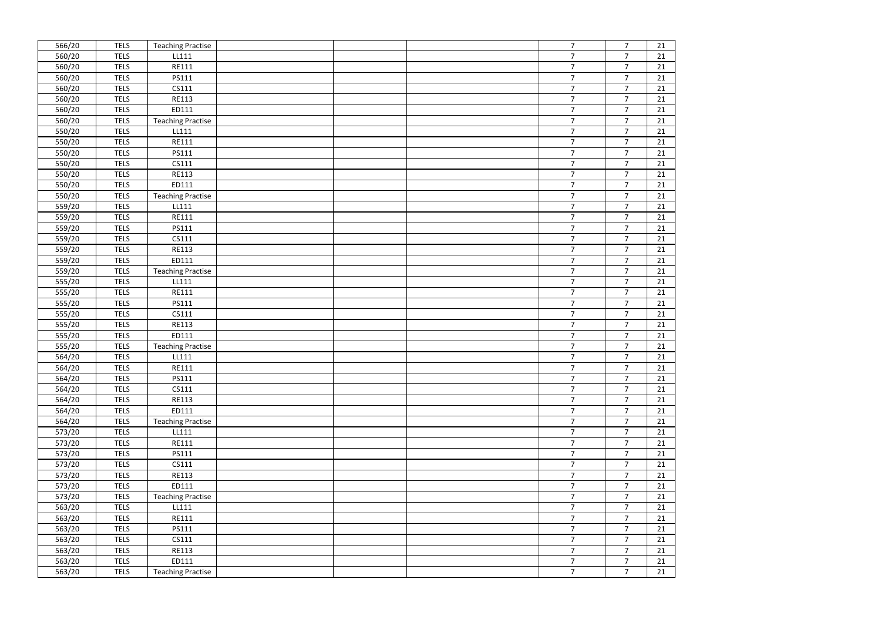| | | | | | | | | |
|---|---|---|---|---|---|---|---|---|
| 566/20 | TELS | Teaching Practise | | | | 7 | 7 | 21 |
| 560/20 | TELS | LL111 | | | | 7 | 7 | 21 |
| 560/20 | TELS | RE111 | | | | 7 | 7 | 21 |
| 560/20 | TELS | PS111 | | | | 7 | 7 | 21 |
| 560/20 | TELS | CS111 | | | | 7 | 7 | 21 |
| 560/20 | TELS | RE113 | | | | 7 | 7 | 21 |
| 560/20 | TELS | ED111 | | | | 7 | 7 | 21 |
| 560/20 | TELS | Teaching Practise | | | | 7 | 7 | 21 |
| 550/20 | TELS | LL111 | | | | 7 | 7 | 21 |
| 550/20 | TELS | RE111 | | | | 7 | 7 | 21 |
| 550/20 | TELS | PS111 | | | | 7 | 7 | 21 |
| 550/20 | TELS | CS111 | | | | 7 | 7 | 21 |
| 550/20 | TELS | RE113 | | | | 7 | 7 | 21 |
| 550/20 | TELS | ED111 | | | | 7 | 7 | 21 |
| 550/20 | TELS | Teaching Practise | | | | 7 | 7 | 21 |
| 559/20 | TELS | LL111 | | | | 7 | 7 | 21 |
| 559/20 | TELS | RE111 | | | | 7 | 7 | 21 |
| 559/20 | TELS | PS111 | | | | 7 | 7 | 21 |
| 559/20 | TELS | CS111 | | | | 7 | 7 | 21 |
| 559/20 | TELS | RE113 | | | | 7 | 7 | 21 |
| 559/20 | TELS | ED111 | | | | 7 | 7 | 21 |
| 559/20 | TELS | Teaching Practise | | | | 7 | 7 | 21 |
| 555/20 | TELS | LL111 | | | | 7 | 7 | 21 |
| 555/20 | TELS | RE111 | | | | 7 | 7 | 21 |
| 555/20 | TELS | PS111 | | | | 7 | 7 | 21 |
| 555/20 | TELS | CS111 | | | | 7 | 7 | 21 |
| 555/20 | TELS | RE113 | | | | 7 | 7 | 21 |
| 555/20 | TELS | ED111 | | | | 7 | 7 | 21 |
| 555/20 | TELS | Teaching Practise | | | | 7 | 7 | 21 |
| 564/20 | TELS | LL111 | | | | 7 | 7 | 21 |
| 564/20 | TELS | RE111 | | | | 7 | 7 | 21 |
| 564/20 | TELS | PS111 | | | | 7 | 7 | 21 |
| 564/20 | TELS | CS111 | | | | 7 | 7 | 21 |
| 564/20 | TELS | RE113 | | | | 7 | 7 | 21 |
| 564/20 | TELS | ED111 | | | | 7 | 7 | 21 |
| 564/20 | TELS | Teaching Practise | | | | 7 | 7 | 21 |
| 573/20 | TELS | LL111 | | | | 7 | 7 | 21 |
| 573/20 | TELS | RE111 | | | | 7 | 7 | 21 |
| 573/20 | TELS | PS111 | | | | 7 | 7 | 21 |
| 573/20 | TELS | CS111 | | | | 7 | 7 | 21 |
| 573/20 | TELS | RE113 | | | | 7 | 7 | 21 |
| 573/20 | TELS | ED111 | | | | 7 | 7 | 21 |
| 573/20 | TELS | Teaching Practise | | | | 7 | 7 | 21 |
| 563/20 | TELS | LL111 | | | | 7 | 7 | 21 |
| 563/20 | TELS | RE111 | | | | 7 | 7 | 21 |
| 563/20 | TELS | PS111 | | | | 7 | 7 | 21 |
| 563/20 | TELS | CS111 | | | | 7 | 7 | 21 |
| 563/20 | TELS | RE113 | | | | 7 | 7 | 21 |
| 563/20 | TELS | ED111 | | | | 7 | 7 | 21 |
| 563/20 | TELS | Teaching Practise | | | | 7 | 7 | 21 |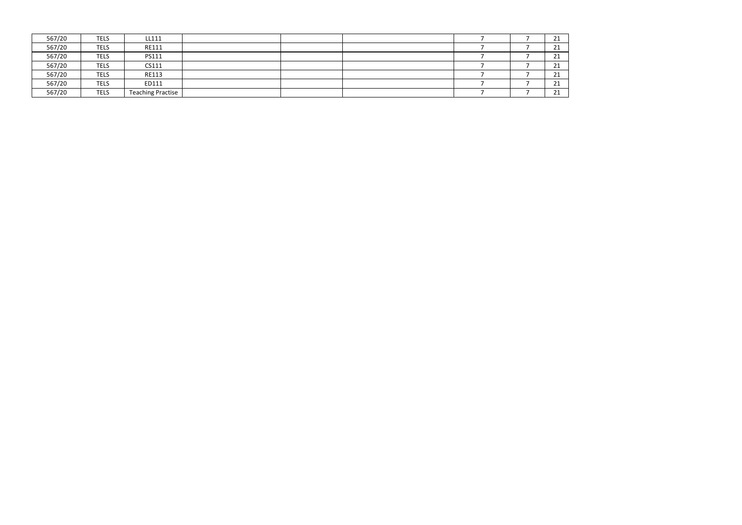| | | | | | | | | |
|---|---|---|---|---|---|---|---|---|
| 567/20 | TELS | LL111 | | | | 7 | 7 | 21 |
| 567/20 | TELS | RE111 | | | | 7 | 7 | 21 |
| 567/20 | TELS | PS111 | | | | 7 | 7 | 21 |
| 567/20 | TELS | CS111 | | | | 7 | 7 | 21 |
| 567/20 | TELS | RE113 | | | | 7 | 7 | 21 |
| 567/20 | TELS | ED111 | | | | 7 | 7 | 21 |
| 567/20 | TELS | Teaching Practise | | | | 7 | 7 | 21 |